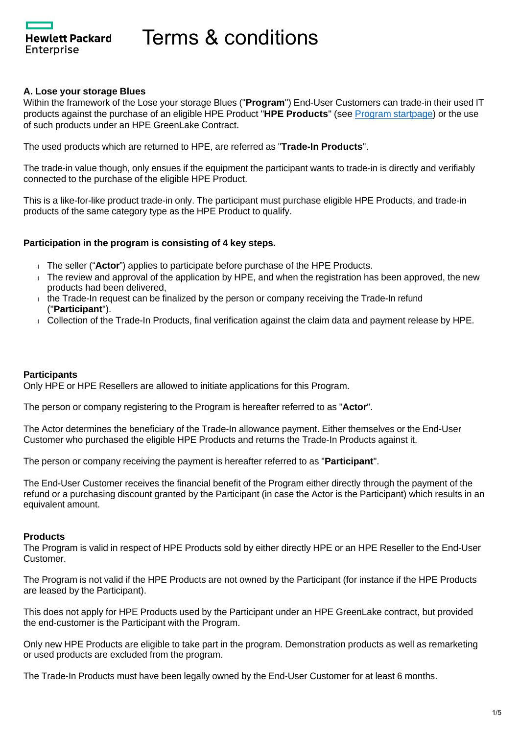# Terms & conditions

### A. Lose your storage Blues

Within the framework of the Lose your storage Blues ("**Program**") End-User Customers can trade-in their used IT products against the purchase of an eligible HPE Product "**HPE Products**" (see [Program startpage]) or the use of such products under an HPE GreenLake Contract.

The used products which are returned to HPE, are referred as "**Trade-In Products**".

The trade-in value though, only ensues if the equipment the participant wants to trade-in is directly and verifiably connected to the purchase of the eligible HPE Product.

This is a like-for-like product trade-in only. The participant must purchase eligible HPE Products, and trade-in products of the same category type as the HPE Product to qualify.

**Participation in the program is consisting of 4 key steps.**

- The seller ("**Actor**") applies to participate before purchase of the HPE Products.
- The review and approval of the application by HPE, and when the registration has been approved, the new products had been delivered,
- the Trade-In request can be finalized by the person or company receiving the Trade-In refund ("**Participant**").
- Collection of the Trade-In Products, final verification against the claim data and payment release by HPE.

**Participants**

Only HPE or HPE Resellers are allowed to initiate applications for this Program.

The person or company registering to the Program is hereafter referred to as "**Actor**".

The Actor determines the beneficiary of the Trade-In allowance payment. Either themselves or the End-User Customer who purchased the eligible HPE Products and returns the Trade-In Products against it.

The person or company receiving the payment is hereafter referred to as "**Participant**".

The End-User Customer receives the financial benefit of the Program either directly through the payment of the refund or a purchasing discount granted by the Participant (in case the Actor is the Participant) which results in an equivalent amount.

**Products**

The Program is valid in respect of HPE Products sold by either directly HPE or an HPE Reseller to the End-User Customer.

The Program is not valid if the HPE Products are not owned by the Participant (for instance if the HPE Products are leased by the Participant).

This does not apply for HPE Products used by the Participant under an HPE GreenLake contract, but provided the end-customer is the Participant with the Program.

Only new HPE Products are eligible to take part in the program. Demonstration products as well as remarketing or used products are excluded from the program.

The Trade-In Products must have been legally owned by the End-User Customer for at least 6 months.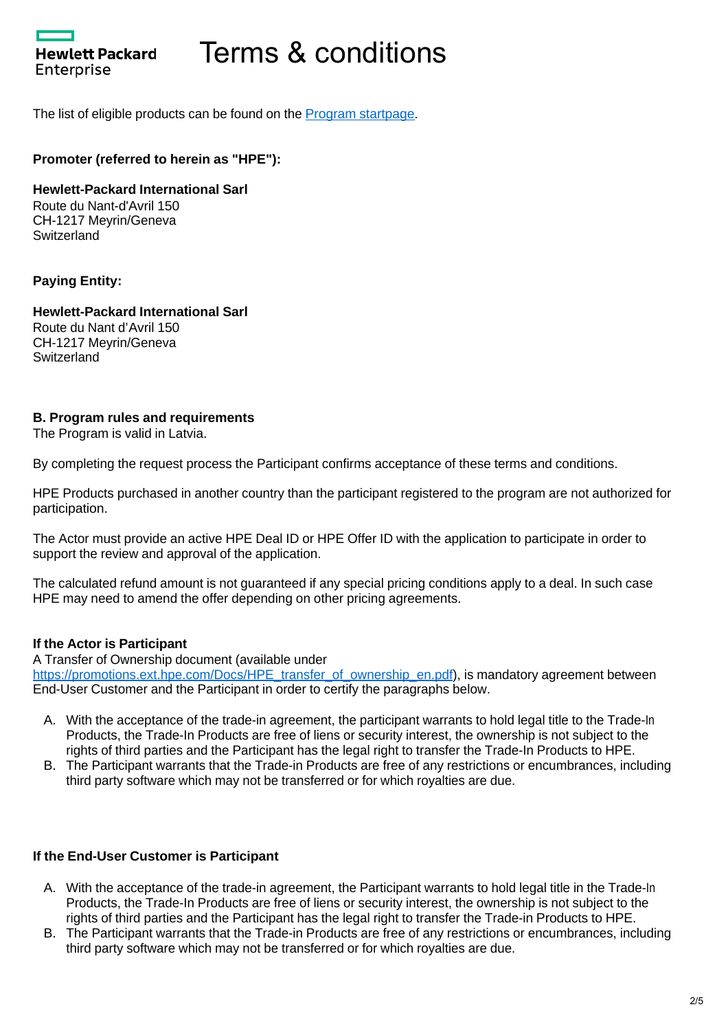# Terms & conditions

The list of eligible products can be found on the [Program startpage](#).

**Promoter (referred to herein as "HPE"):**

**Hewlett-Packard International Sarl**
Route du Nant-d'Avril 150
CH-1217 Meyrin/Geneva
Switzerland

**Paying Entity:**

**Hewlett-Packard International Sarl**
Route du Nant d'Avril 150
CH-1217 Meyrin/Geneva
Switzerland

**B. Program rules and requirements**
The Program is valid in Latvia.

By completing the request process the Participant confirms acceptance of these terms and conditions.

HPE Products purchased in another country than the participant registered to the program are not authorized for participation.

The Actor must provide an active HPE Deal ID or HPE Offer ID with the application to participate in order to support the review and approval of the application.

The calculated refund amount is not guaranteed if any special pricing conditions apply to a deal. In such case HPE may need to amend the offer depending on other pricing agreements.

**If the Actor is Participant**
A Transfer of Ownership document (available under [https://promotions.ext.hpe.com/Docs/HPE_transfer_of_ownership_en.pdf](https://promotions.ext.hpe.com/Docs/HPE_transfer_of_ownership_en.pdf)), is mandatory agreement between End-User Customer and the Participant in order to certify the paragraphs below.

A. With the acceptance of the trade-in agreement, the participant warrants to hold legal title to the Trade-In Products, the Trade-In Products are free of liens or security interest, the ownership is not subject to the rights of third parties and the Participant has the legal right to transfer the Trade-In Products to HPE.
B. The Participant warrants that the Trade-in Products are free of any restrictions or encumbrances, including third party software which may not be transferred or for which royalties are due.

**If the End-User Customer is Participant**

A. With the acceptance of the trade-in agreement, the Participant warrants to hold legal title in the Trade-In Products, the Trade-In Products are free of liens or security interest, the ownership is not subject to the rights of third parties and the Participant has the legal right to transfer the Trade-in Products to HPE.
B. The Participant warrants that the Trade-in Products are free of any restrictions or encumbrances, including third party software which may not be transferred or for which royalties are due.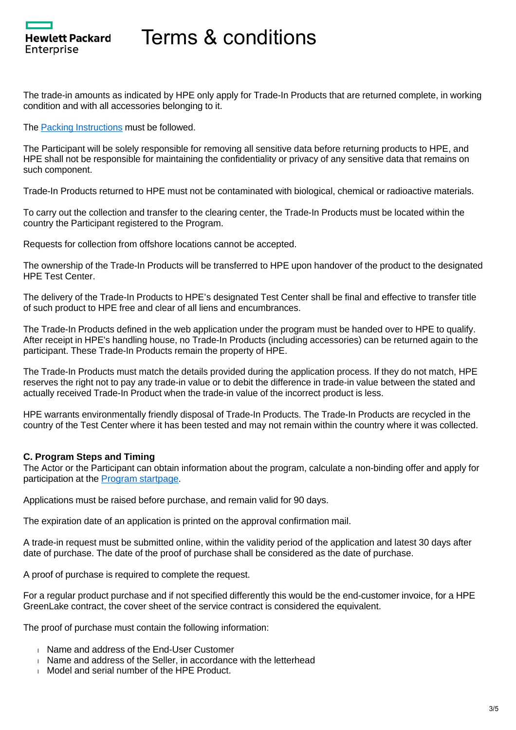The trade-in amounts as indicated by HPE only apply for Trade-In Products that are returned complete, in working condition and with all accessories belonging to it.

The [Packing Instructions] must be followed.

The Participant will be solely responsible for removing all sensitive data before returning products to HPE, and HPE shall not be responsible for maintaining the confidentiality or privacy of any sensitive data that remains on such component.

Trade-In Products returned to HPE must not be contaminated with biological, chemical or radioactive materials.

To carry out the collection and transfer to the clearing center, the Trade-In Products must be located within the country the Participant registered to the Program.

Requests for collection from offshore locations cannot be accepted.

The ownership of the Trade-In Products will be transferred to HPE upon handover of the product to the designated HPE Test Center.

The delivery of the Trade-In Products to HPE's designated Test Center shall be final and effective to transfer title of such product to HPE free and clear of all liens and encumbrances.

The Trade-In Products defined in the web application under the program must be handed over to HPE to qualify. After receipt in HPE's handling house, no Trade-In Products (including accessories) can be returned again to the participant. These Trade-In Products remain the property of HPE.

The Trade-In Products must match the details provided during the application process. If they do not match, HPE reserves the right not to pay any trade-in value or to debit the difference in trade-in value between the stated and actually received Trade-In Product when the trade-in value of the incorrect product is less.

HPE warrants environmentally friendly disposal of Trade-In Products. The Trade-In Products are recycled in the country of the Test Center where it has been tested and may not remain within the country where it was collected.

**C. Program Steps and Timing**

The Actor or the Participant can obtain information about the program, calculate a non-binding offer and apply for participation at the [Program startpage].

Applications must be raised before purchase, and remain valid for 90 days.

The expiration date of an application is printed on the approval confirmation mail.

A trade-in request must be submitted online, within the validity period of the application and latest 30 days after date of purchase. The date of the proof of purchase shall be considered as the date of purchase.

A proof of purchase is required to complete the request.

For a regular product purchase and if not specified differently this would be the end-customer invoice, for a HPE GreenLake contract, the cover sheet of the service contract is considered the equivalent.

The proof of purchase must contain the following information:

- Name and address of the End-User Customer
- Name and address of the Seller, in accordance with the letterhead
- Model and serial number of the HPE Product.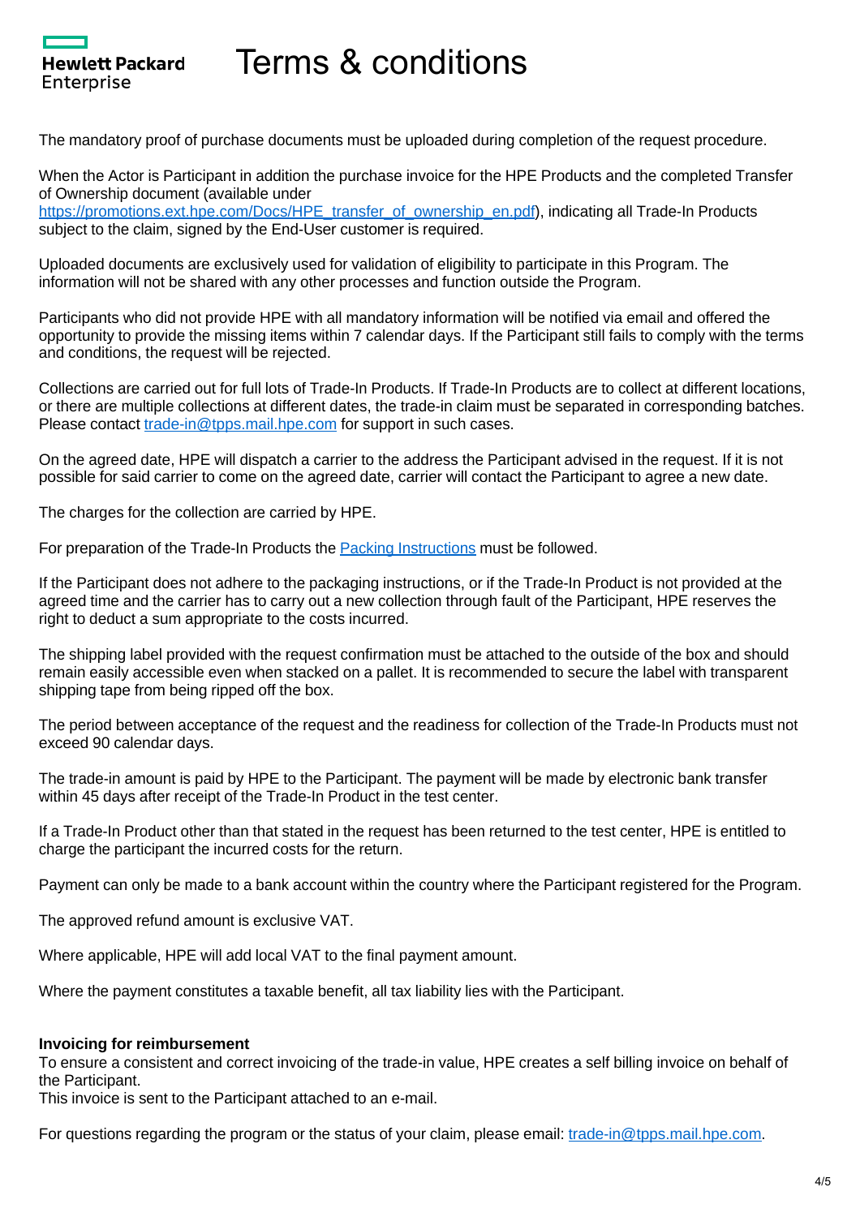# Terms & conditions

The mandatory proof of purchase documents must be uploaded during completion of the request procedure.

When the Actor is Participant in addition the purchase invoice for the HPE Products and the completed Transfer of Ownership document (available under [https://promotions.ext.hpe.com/Docs/HPE_transfer_of_ownership_en.pdf](https://promotions.ext.hpe.com/Docs/HPE_transfer_of_ownership_en.pdf)), indicating all Trade-In Products subject to the claim, signed by the End-User customer is required.

Uploaded documents are exclusively used for validation of eligibility to participate in this Program. The information will not be shared with any other processes and function outside the Program.

Participants who did not provide HPE with all mandatory information will be notified via email and offered the opportunity to provide the missing items within 7 calendar days. If the Participant still fails to comply with the terms and conditions, the request will be rejected.

Collections are carried out for full lots of Trade-In Products. If Trade-In Products are to collect at different locations, or there are multiple collections at different dates, the trade-in claim must be separated in corresponding batches. Please contact [trade-in@tpps.mail.hpe.com](mailto:trade-in@tpps.mail.hpe.com) for support in such cases.

On the agreed date, HPE will dispatch a carrier to the address the Participant advised in the request. If it is not possible for said carrier to come on the agreed date, carrier will contact the Participant to agree a new date.

The charges for the collection are carried by HPE.

For preparation of the Trade-In Products the Packing Instructions must be followed.

If the Participant does not adhere to the packaging instructions, or if the Trade-In Product is not provided at the agreed time and the carrier has to carry out a new collection through fault of the Participant, HPE reserves the right to deduct a sum appropriate to the costs incurred.

The shipping label provided with the request confirmation must be attached to the outside of the box and should remain easily accessible even when stacked on a pallet. It is recommended to secure the label with transparent shipping tape from being ripped off the box.

The period between acceptance of the request and the readiness for collection of the Trade-In Products must not exceed 90 calendar days.

The trade-in amount is paid by HPE to the Participant. The payment will be made by electronic bank transfer within 45 days after receipt of the Trade-In Product in the test center.

If a Trade-In Product other than that stated in the request has been returned to the test center, HPE is entitled to charge the participant the incurred costs for the return.

Payment can only be made to a bank account within the country where the Participant registered for the Program.

The approved refund amount is exclusive VAT.

Where applicable, HPE will add local VAT to the final payment amount.

Where the payment constitutes a taxable benefit, all tax liability lies with the Participant.

**Invoicing for reimbursement**
To ensure a consistent and correct invoicing of the trade-in value, HPE creates a self billing invoice on behalf of the Participant.
This invoice is sent to the Participant attached to an e-mail.

For questions regarding the program or the status of your claim, please email: [trade-in@tpps.mail.hpe.com](mailto:trade-in@tpps.mail.hpe.com).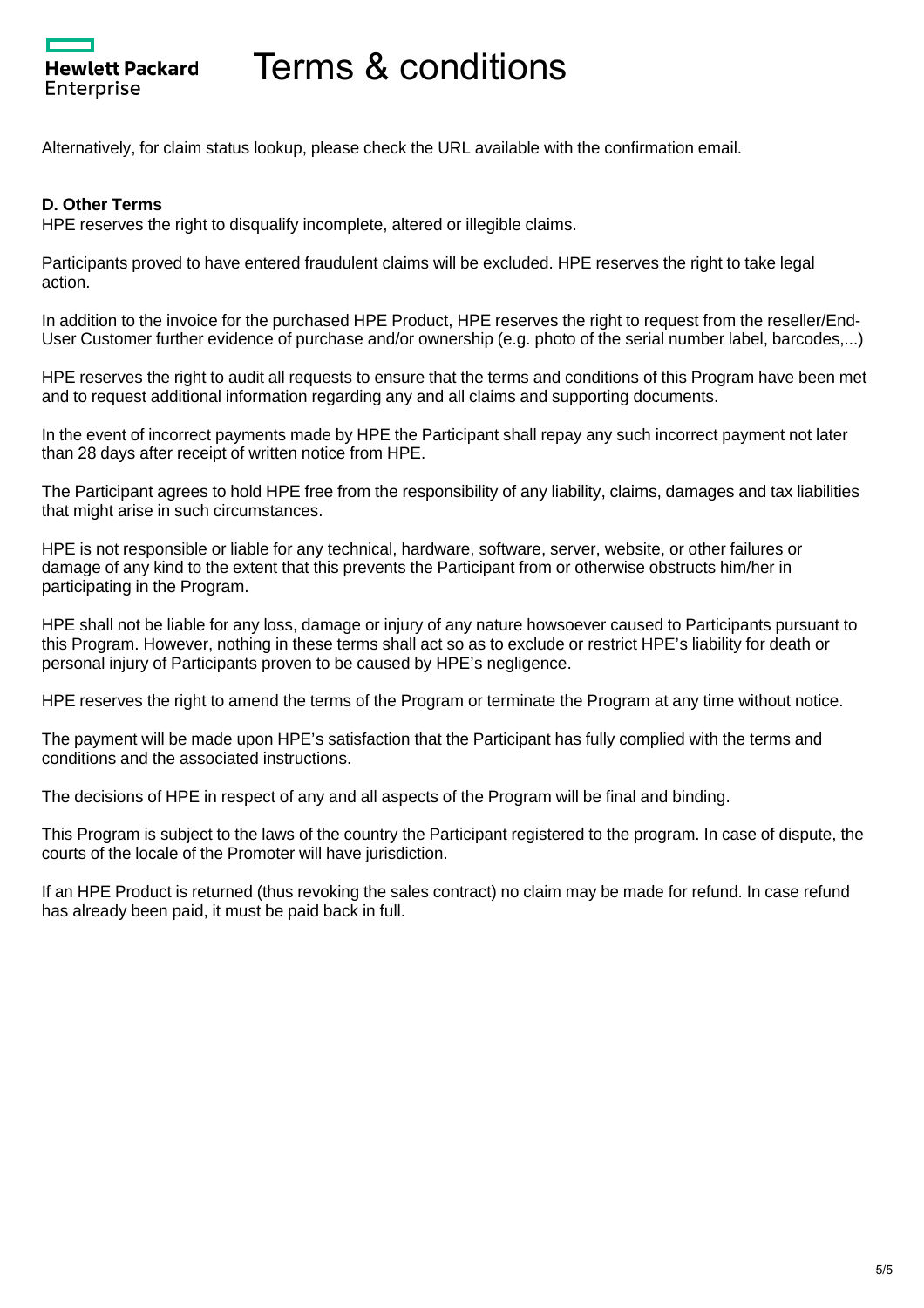Alternatively, for claim status lookup, please check the URL available with the confirmation email.

**D. Other Terms**

HPE reserves the right to disqualify incomplete, altered or illegible claims.

Participants proved to have entered fraudulent claims will be excluded. HPE reserves the right to take legal action.

In addition to the invoice for the purchased HPE Product, HPE reserves the right to request from the reseller/End-User Customer further evidence of purchase and/or ownership (e.g. photo of the serial number label, barcodes,...)

HPE reserves the right to audit all requests to ensure that the terms and conditions of this Program have been met and to request additional information regarding any and all claims and supporting documents.

In the event of incorrect payments made by HPE the Participant shall repay any such incorrect payment not later than 28 days after receipt of written notice from HPE.

The Participant agrees to hold HPE free from the responsibility of any liability, claims, damages and tax liabilities that might arise in such circumstances.

HPE is not responsible or liable for any technical, hardware, software, server, website, or other failures or damage of any kind to the extent that this prevents the Participant from or otherwise obstructs him/her in participating in the Program.

HPE shall not be liable for any loss, damage or injury of any nature howsoever caused to Participants pursuant to this Program. However, nothing in these terms shall act so as to exclude or restrict HPE's liability for death or personal injury of Participants proven to be caused by HPE's negligence.

HPE reserves the right to amend the terms of the Program or terminate the Program at any time without notice.

The payment will be made upon HPE's satisfaction that the Participant has fully complied with the terms and conditions and the associated instructions.

The decisions of HPE in respect of any and all aspects of the Program will be final and binding.

This Program is subject to the laws of the country the Participant registered to the program. In case of dispute, the courts of the locale of the Promoter will have jurisdiction.

If an HPE Product is returned (thus revoking the sales contract) no claim may be made for refund. In case refund has already been paid, it must be paid back in full.